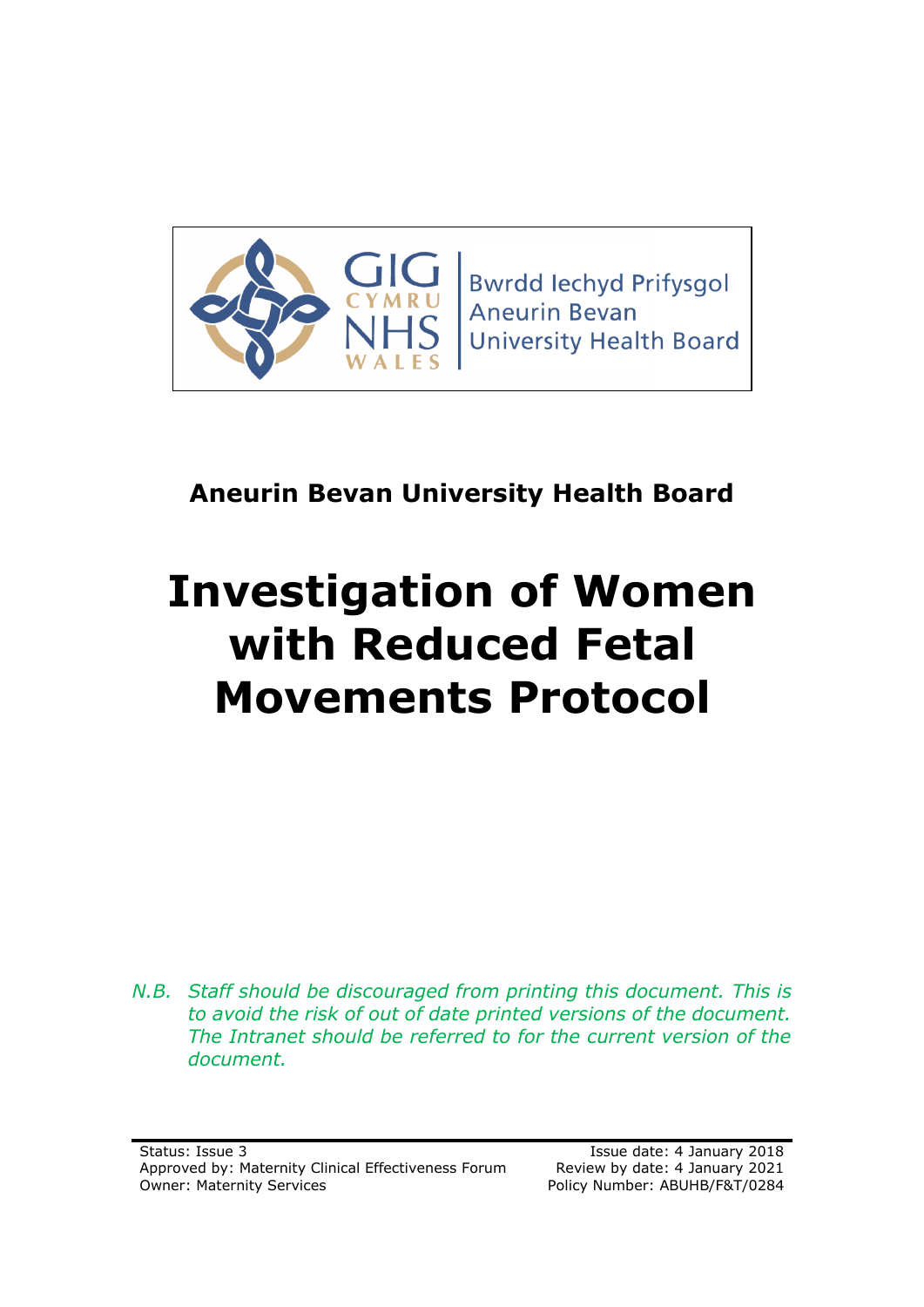Bwrdd Iechyd Prifysgol
Aneurin Bevan
University Health Board

GIG CYMRU
NHS WALES

**Aneurin Bevan University Health Board**

# Investigation of Women with Reduced Fetal Movements Protocol

*N.B. Staff should be discouraged from printing this document. This is to avoid the risk of out of date printed versions of the document. The Intranet should be referred to for the current version of the document.*

Status: Issue 3
Approved by: Maternity Clinical Effectiveness Forum
Owner: Maternity Services

Issue date: 4 January 2018
Review by date: 4 January 2021
Policy Number: ABUHB/F&T/0284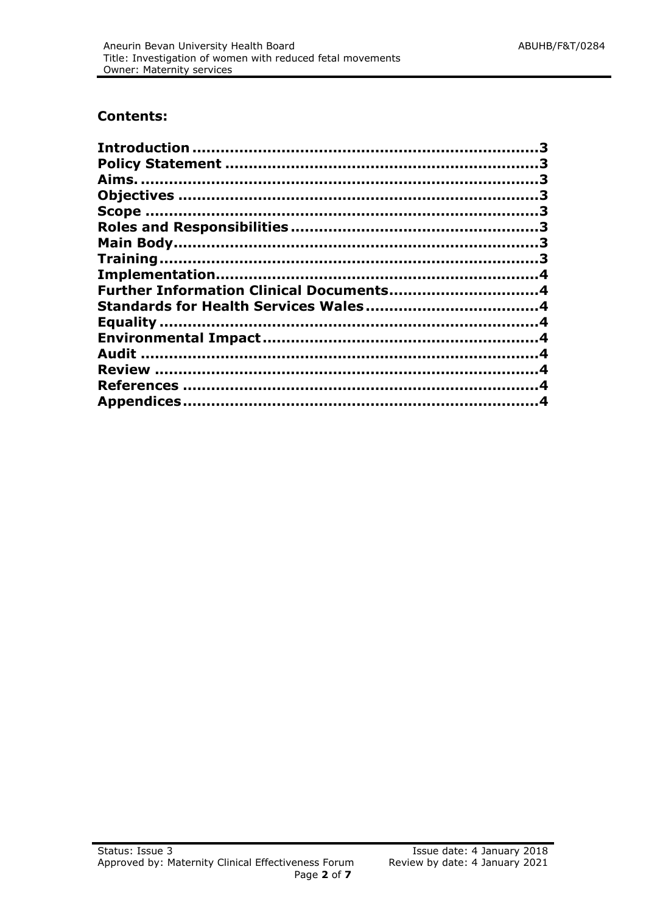## Contents:

**Introduction** ........................................................................**3**
**Policy Statement** .................................................................**3**
**Aims.** ...................................................................................**3**
**Objectives** ............................................................................**3**
**Scope** ...................................................................................**3**
**Roles and Responsibilities** ....................................................**3**
**Main Body**..............................................................................**3**
**Training** .................................................................................**3**
**Implementation**.....................................................................**4**
**Further Information Clinical Documents**...............................**4**
**Standards for Health Services Wales** ....................................**4**
**Equality** .................................................................................**4**
**Environmental Impact** ...........................................................**4**
**Audit** .....................................................................................**4**
**Review** ..................................................................................**4**
**References** ............................................................................**4**
**Appendices**............................................................................**4**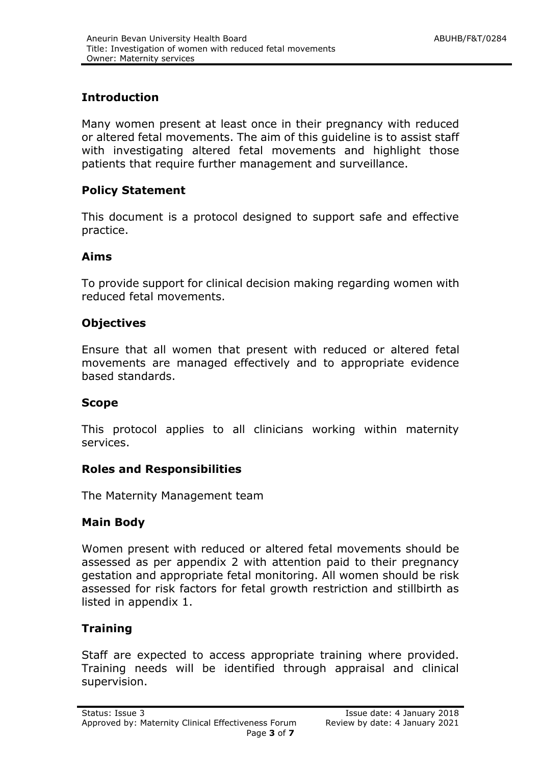## Introduction

Many women present at least once in their pregnancy with reduced or altered fetal movements. The aim of this guideline is to assist staff with investigating altered fetal movements and highlight those patients that require further management and surveillance.

## Policy Statement

This document is a protocol designed to support safe and effective practice.

## Aims

To provide support for clinical decision making regarding women with reduced fetal movements.

## Objectives

Ensure that all women that present with reduced or altered fetal movements are managed effectively and to appropriate evidence based standards.

## Scope

This protocol applies to all clinicians working within maternity services.

## Roles and Responsibilities

The Maternity Management team

## Main Body

Women present with reduced or altered fetal movements should be assessed as per appendix 2 with attention paid to their pregnancy gestation and appropriate fetal monitoring. All women should be risk assessed for risk factors for fetal growth restriction and stillbirth as listed in appendix 1.

## Training

Staff are expected to access appropriate training where provided. Training needs will be identified through appraisal and clinical supervision.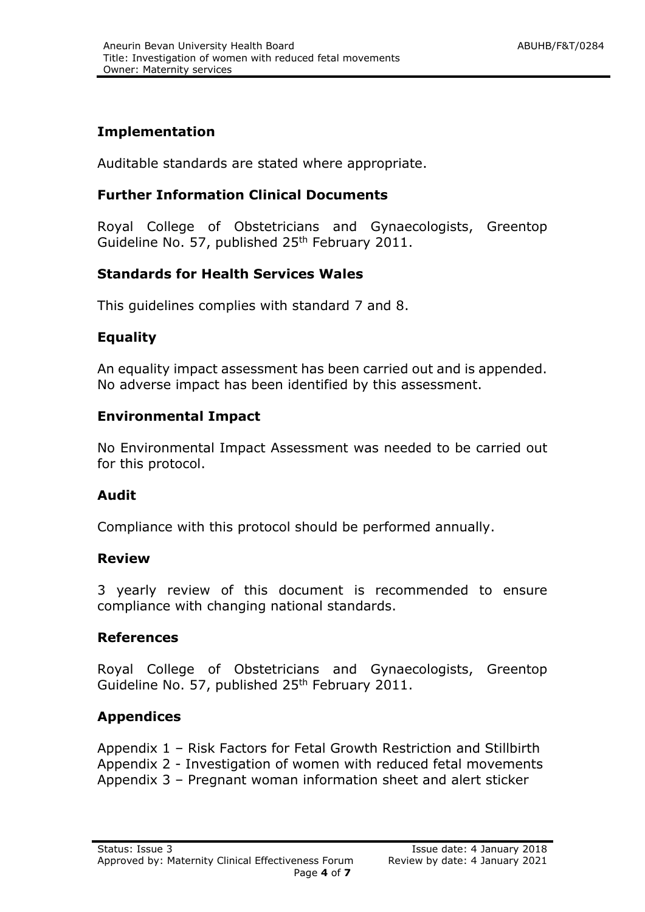## Implementation

Auditable standards are stated where appropriate.

## Further Information Clinical Documents

Royal College of Obstetricians and Gynaecologists, Greentop Guideline No. 57, published 25th February 2011.

## Standards for Health Services Wales

This guidelines complies with standard 7 and 8.

## Equality

An equality impact assessment has been carried out and is appended. No adverse impact has been identified by this assessment.

## Environmental Impact

No Environmental Impact Assessment was needed to be carried out for this protocol.

## Audit

Compliance with this protocol should be performed annually.

## Review

3 yearly review of this document is recommended to ensure compliance with changing national standards.

## References

Royal College of Obstetricians and Gynaecologists, Greentop Guideline No. 57, published 25th February 2011.

## Appendices

Appendix 1 – Risk Factors for Fetal Growth Restriction and Stillbirth
Appendix 2 - Investigation of women with reduced fetal movements
Appendix 3 – Pregnant woman information sheet and alert sticker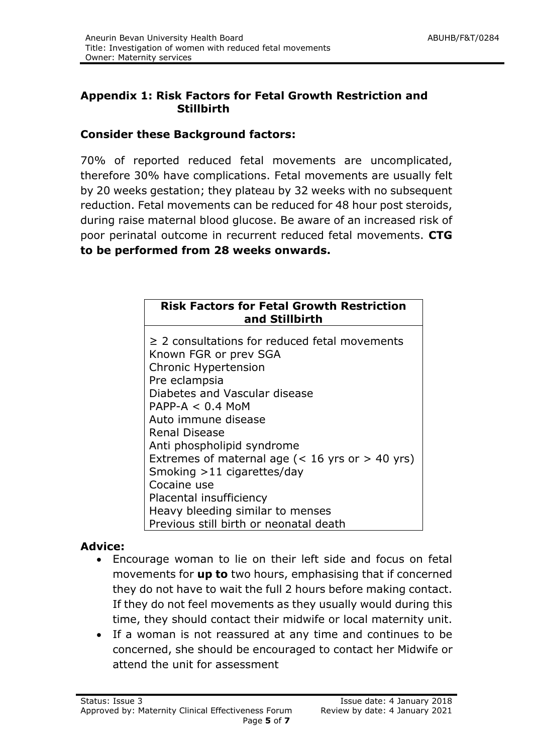## Appendix 1: Risk Factors for Fetal Growth Restriction and Stillbirth

### Consider these Background factors:

70% of reported reduced fetal movements are uncomplicated, therefore 30% have complications. Fetal movements are usually felt by 20 weeks gestation; they plateau by 32 weeks with no subsequent reduction. Fetal movements can be reduced for 48 hour post steroids, during raise maternal blood glucose. Be aware of an increased risk of poor perinatal outcome in recurrent reduced fetal movements. **CTG to be performed from 28 weeks onwards.**

| Risk Factors for Fetal Growth Restriction and Stillbirth |
|---|
| ≥ 2 consultations for reduced fetal movements<br>Known FGR or prev SGA<br>Chronic Hypertension<br>Pre eclampsia<br>Diabetes and Vascular disease<br>PAPP-A < 0.4 MoM<br>Auto immune disease<br>Renal Disease<br>Anti phospholipid syndrome<br>Extremes of maternal age (< 16 yrs or > 40 yrs)<br>Smoking >11 cigarettes/day<br>Cocaine use<br>Placental insufficiency<br>Heavy bleeding similar to menses<br>Previous still birth or neonatal death |

### Advice:

- Encourage woman to lie on their left side and focus on fetal movements for **up to** two hours, emphasising that if concerned they do not have to wait the full 2 hours before making contact. If they do not feel movements as they usually would during this time, they should contact their midwife or local maternity unit.
- If a woman is not reassured at any time and continues to be concerned, she should be encouraged to contact her Midwife or attend the unit for assessment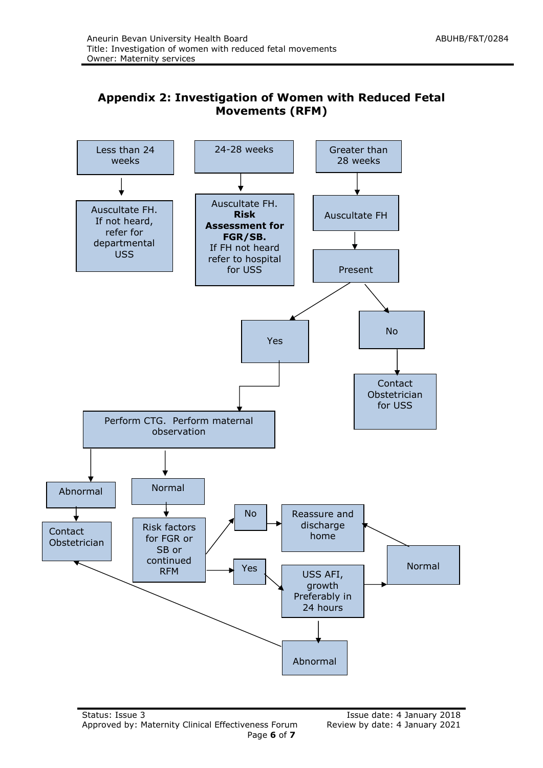## Appendix 2: Investigation of Women with Reduced Fetal Movements (RFM)

**Less than 24 weeks**

- Auscultate FH. If not heard, refer for departmental USS

**24-28 weeks**

- Auscultate FH. **Risk Assessment for FGR/SB.** If FH not heard refer to hospital for USS

**Greater than 28 weeks**

- Auscultate FH
- Present
  - **No** → Contact Obstetrician for USS
  - **Yes** → Perform CTG. Perform maternal observation
    - **Abnormal** → Contact Obstetrician
    - **Normal** → Risk factors for FGR or SB or continued RFM
      - **No** → Reassure and discharge home
      - **Yes** → USS AFI, growth Preferably in 24 hours
        - **Normal** → Reassure and discharge home
        - **Abnormal** → Contact Obstetrician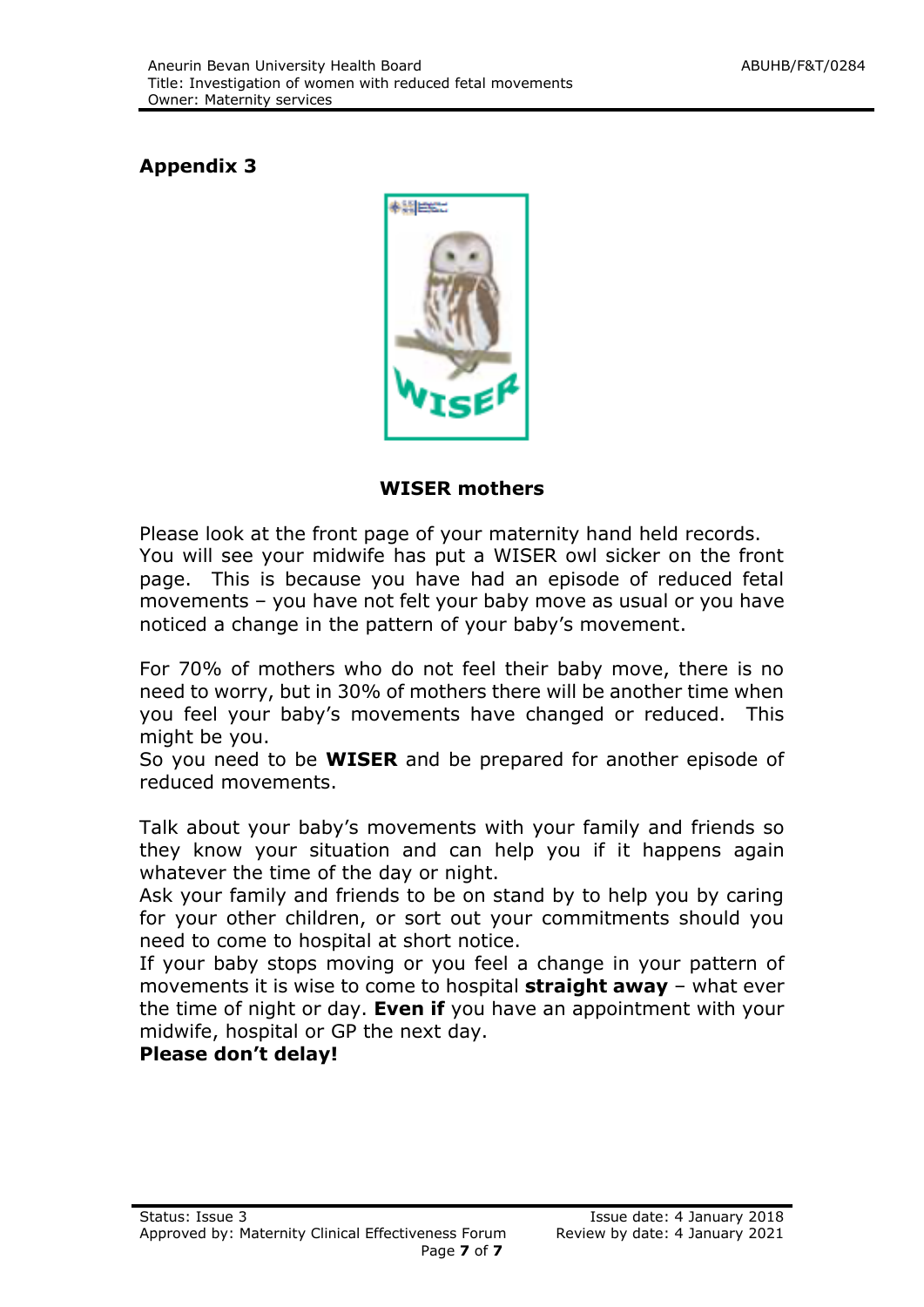## Appendix 3

**WISER mothers**

Please look at the front page of your maternity hand held records. You will see your midwife has put a WISER owl sicker on the front page. This is because you have had an episode of reduced fetal movements – you have not felt your baby move as usual or you have noticed a change in the pattern of your baby's movement.

For 70% of mothers who do not feel their baby move, there is no need to worry, but in 30% of mothers there will be another time when you feel your baby's movements have changed or reduced. This might be you.
So you need to be **WISER** and be prepared for another episode of reduced movements.

Talk about your baby's movements with your family and friends so they know your situation and can help you if it happens again whatever the time of the day or night.
Ask your family and friends to be on stand by to help you by caring for your other children, or sort out your commitments should you need to come to hospital at short notice.
If your baby stops moving or you feel a change in your pattern of movements it is wise to come to hospital **straight away** – what ever the time of night or day. **Even if** you have an appointment with your midwife, hospital or GP the next day.
**Please don't delay!**